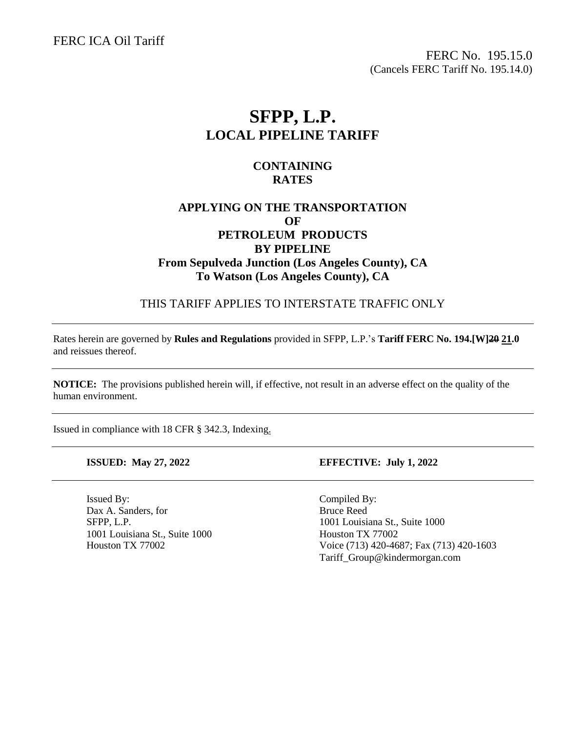FERC ICA Oil Tariff

FERC No. 195.15.0
(Cancels FERC Tariff No. 195.14.0)

# SFPP, L.P.
## LOCAL PIPELINE TARIFF

### CONTAINING RATES

### APPLYING ON THE TRANSPORTATION OF PETROLEUM PRODUCTS BY PIPELINE
### From Sepulveda Junction (Los Angeles County), CA
### To Watson (Los Angeles County), CA

THIS TARIFF APPLIES TO INTERSTATE TRAFFIC ONLY

---

Rates herein are governed by **Rules and Regulations** provided in SFPP, L.P.'s **Tariff FERC No. 194.[W]~~20~~ 21.0** and reissues thereof.

---

**NOTICE:** The provisions published herein will, if effective, not result in an adverse effect on the quality of the human environment.

---

Issued in compliance with 18 CFR § 342.3, Indexing.

---

**ISSUED: May 27, 2022** **EFFECTIVE: July 1, 2022**

---

| Issued By: | Compiled By: |
|---|---|
| Dax A. Sanders, for | Bruce Reed |
| SFPP, L.P. | 1001 Louisiana St., Suite 1000 |
| 1001 Louisiana St., Suite 1000 | Houston TX 77002 |
| Houston TX 77002 | Voice (713) 420-4687; Fax (713) 420-1603 |
| | Tariff_Group@kindermorgan.com |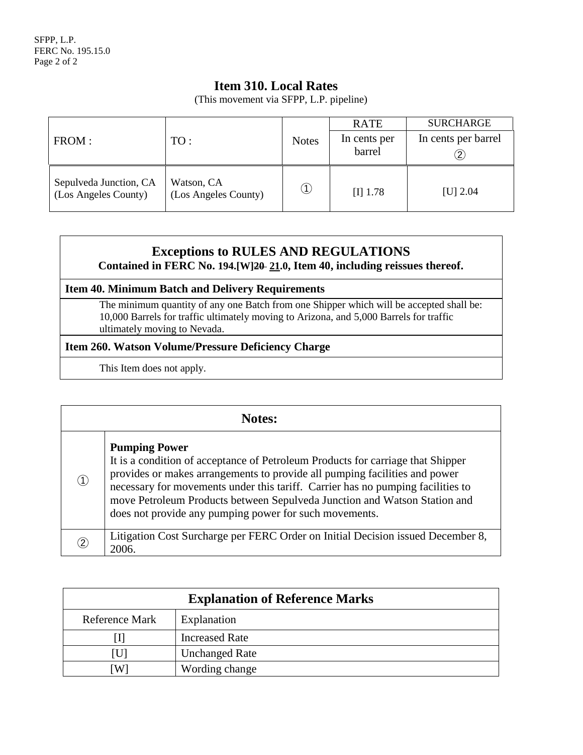## Item 310. Local Rates

(This movement via SFPP, L.P. pipeline)

| FROM : | TO : | Notes | RATE In cents per barrel | SURCHARGE In cents per barrel ② |
|---|---|---|---|---|
| Sepulveda Junction, CA (Los Angeles County) | Watson, CA (Los Angeles County) | ① | [I] 1.78 | [U] 2.04 |

## Exceptions to RULES AND REGULATIONS

**Contained in FERC No. 194.[W]~~20~~ 21.0, Item 40, including reissues thereof.**

**Item 40. Minimum Batch and Delivery Requirements**

The minimum quantity of any one Batch from one Shipper which will be accepted shall be: 10,000 Barrels for traffic ultimately moving to Arizona, and 5,000 Barrels for traffic ultimately moving to Nevada.

**Item 260. Watson Volume/Pressure Deficiency Charge**

This Item does not apply.

| Notes: | |
|---|---|
| ① | **Pumping Power** It is a condition of acceptance of Petroleum Products for carriage that Shipper provides or makes arrangements to provide all pumping facilities and power necessary for movements under this tariff. Carrier has no pumping facilities to move Petroleum Products between Sepulveda Junction and Watson Station and does not provide any pumping power for such movements. |
| ② | Litigation Cost Surcharge per FERC Order on Initial Decision issued December 8, 2006. |

**Explanation of Reference Marks**

| Reference Mark | Explanation |
|---|---|
| [I] | Increased Rate |
| [U] | Unchanged Rate |
| [W] | Wording change |